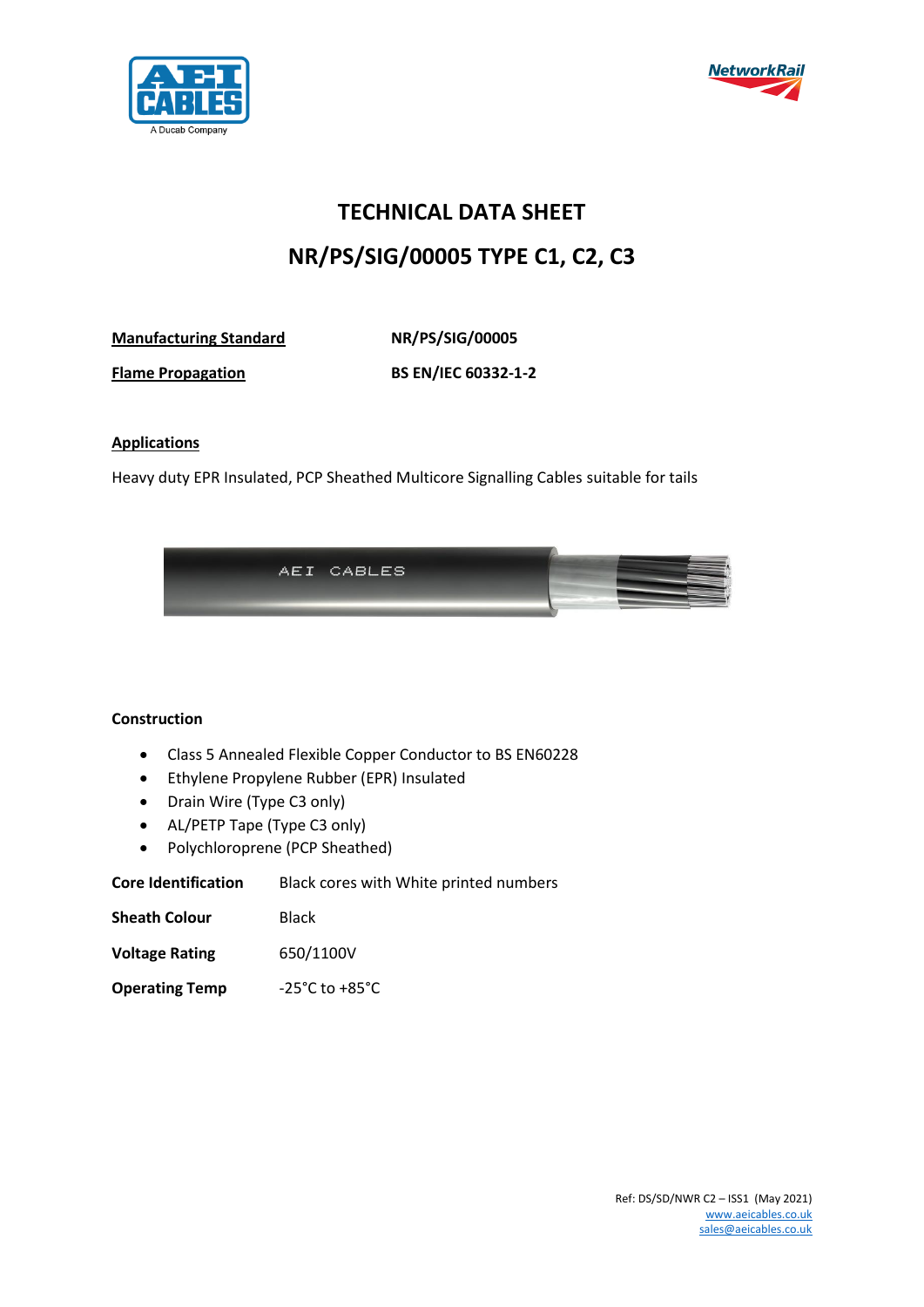# TECHNICAL DATA SHEET

## NR/PS/SIG/00005 TYPE C1, C2, C3

**Manufacturing Standard** — **NR/PS/SIG/00005**

**Flame Propagation** — **BS EN/IEC 60332-1-2**

**Applications**

Heavy duty EPR Insulated, PCP Sheathed Multicore Signalling Cables suitable for tails

**Construction**

- Class 5 Annealed Flexible Copper Conductor to BS EN60228
- Ethylene Propylene Rubber (EPR) Insulated
- Drain Wire (Type C3 only)
- AL/PETP Tape (Type C3 only)
- Polychloroprene (PCP Sheathed)

**Core Identification** — Black cores with White printed numbers

**Sheath Colour** — Black

**Voltage Rating** — 650/1100V

**Operating Temp** — -25°C to +85°C

Ref: DS/SD/NWR C2 – ISS1 (May 2021)
www.aeicables.co.uk
sales@aeicables.co.uk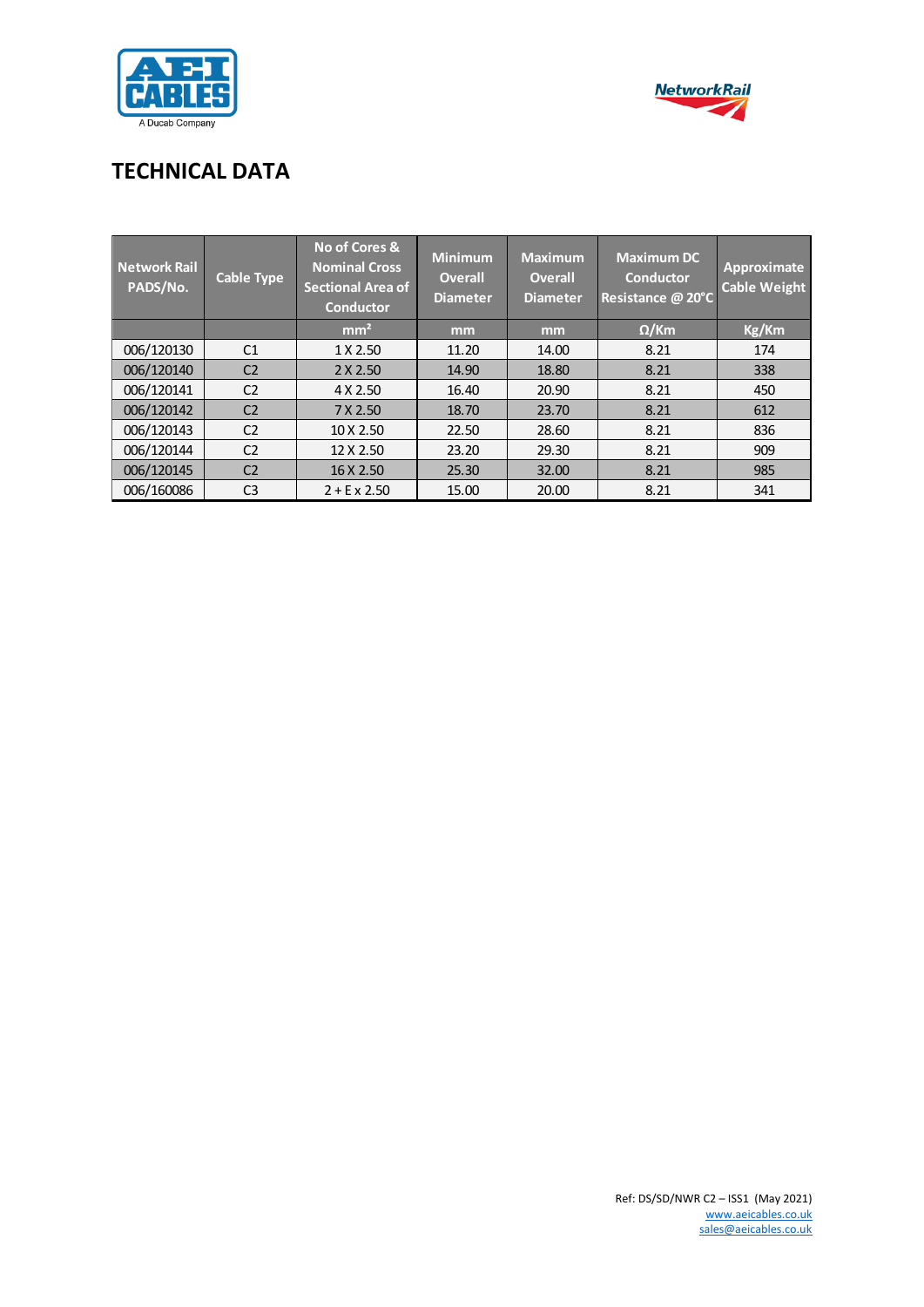## TECHNICAL DATA

| Network Rail PADS/No. | Cable Type | No of Cores & Nominal Cross Sectional Area of Conductor | Minimum Overall Diameter | Maximum Overall Diameter | Maximum DC Conductor Resistance @ 20°C | Approximate Cable Weight |
|---|---|---|---|---|---|---|
| | | mm² | mm | mm | Ω/Km | Kg/Km |
| 006/120130 | C1 | 1 X 2.50 | 11.20 | 14.00 | 8.21 | 174 |
| 006/120140 | C2 | 2 X 2.50 | 14.90 | 18.80 | 8.21 | 338 |
| 006/120141 | C2 | 4 X 2.50 | 16.40 | 20.90 | 8.21 | 450 |
| 006/120142 | C2 | 7 X 2.50 | 18.70 | 23.70 | 8.21 | 612 |
| 006/120143 | C2 | 10 X 2.50 | 22.50 | 28.60 | 8.21 | 836 |
| 006/120144 | C2 | 12 X 2.50 | 23.20 | 29.30 | 8.21 | 909 |
| 006/120145 | C2 | 16 X 2.50 | 25.30 | 32.00 | 8.21 | 985 |
| 006/160086 | C3 | 2 + E x 2.50 | 15.00 | 20.00 | 8.21 | 341 |

Ref: DS/SD/NWR C2 – ISS1 (May 2021)
www.aeicables.co.uk
sales@aeicables.co.uk